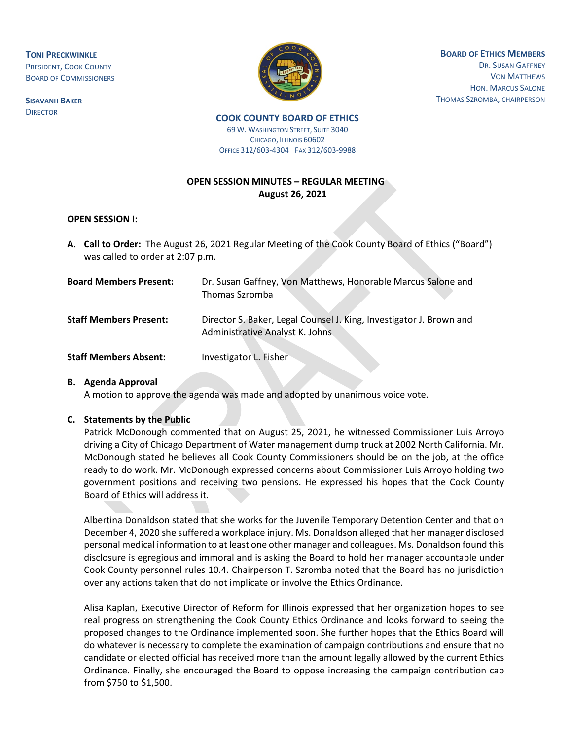**TONI PRECKWINKLE**
PRESIDENT, COOK COUNTY
BOARD OF COMMISSIONERS

**SISAVANH BAKER**
DIRECTOR

**BOARD OF ETHICS MEMBERS**
DR. SUSAN GAFFNEY
VON MATTHEWS
HON. MARCUS SALONE
THOMAS SZROMBA, CHAIRPERSON

**COOK COUNTY BOARD OF ETHICS**
69 W. WASHINGTON STREET, SUITE 3040
CHICAGO, ILLINOIS 60602
OFFICE 312/603-4304 FAX 312/603-9988

**OPEN SESSION MINUTES – REGULAR MEETING**
**August 26, 2021**

**OPEN SESSION I:**

**A. Call to Order:** The August 26, 2021 Regular Meeting of the Cook County Board of Ethics ("Board") was called to order at 2:07 p.m.

**Board Members Present:** Dr. Susan Gaffney, Von Matthews, Honorable Marcus Salone and Thomas Szromba

**Staff Members Present:** Director S. Baker, Legal Counsel J. King, Investigator J. Brown and Administrative Analyst K. Johns

**Staff Members Absent:** Investigator L. Fisher

**B. Agenda Approval**
A motion to approve the agenda was made and adopted by unanimous voice vote.

**C. Statements by the Public**
Patrick McDonough commented that on August 25, 2021, he witnessed Commissioner Luis Arroyo driving a City of Chicago Department of Water management dump truck at 2002 North California. Mr. McDonough stated he believes all Cook County Commissioners should be on the job, at the office ready to do work. Mr. McDonough expressed concerns about Commissioner Luis Arroyo holding two government positions and receiving two pensions. He expressed his hopes that the Cook County Board of Ethics will address it.

Albertina Donaldson stated that she works for the Juvenile Temporary Detention Center and that on December 4, 2020 she suffered a workplace injury. Ms. Donaldson alleged that her manager disclosed personal medical information to at least one other manager and colleagues. Ms. Donaldson found this disclosure is egregious and immoral and is asking the Board to hold her manager accountable under Cook County personnel rules 10.4. Chairperson T. Szromba noted that the Board has no jurisdiction over any actions taken that do not implicate or involve the Ethics Ordinance.

Alisa Kaplan, Executive Director of Reform for Illinois expressed that her organization hopes to see real progress on strengthening the Cook County Ethics Ordinance and looks forward to seeing the proposed changes to the Ordinance implemented soon. She further hopes that the Ethics Board will do whatever is necessary to complete the examination of campaign contributions and ensure that no candidate or elected official has received more than the amount legally allowed by the current Ethics Ordinance. Finally, she encouraged the Board to oppose increasing the campaign contribution cap from $750 to $1,500.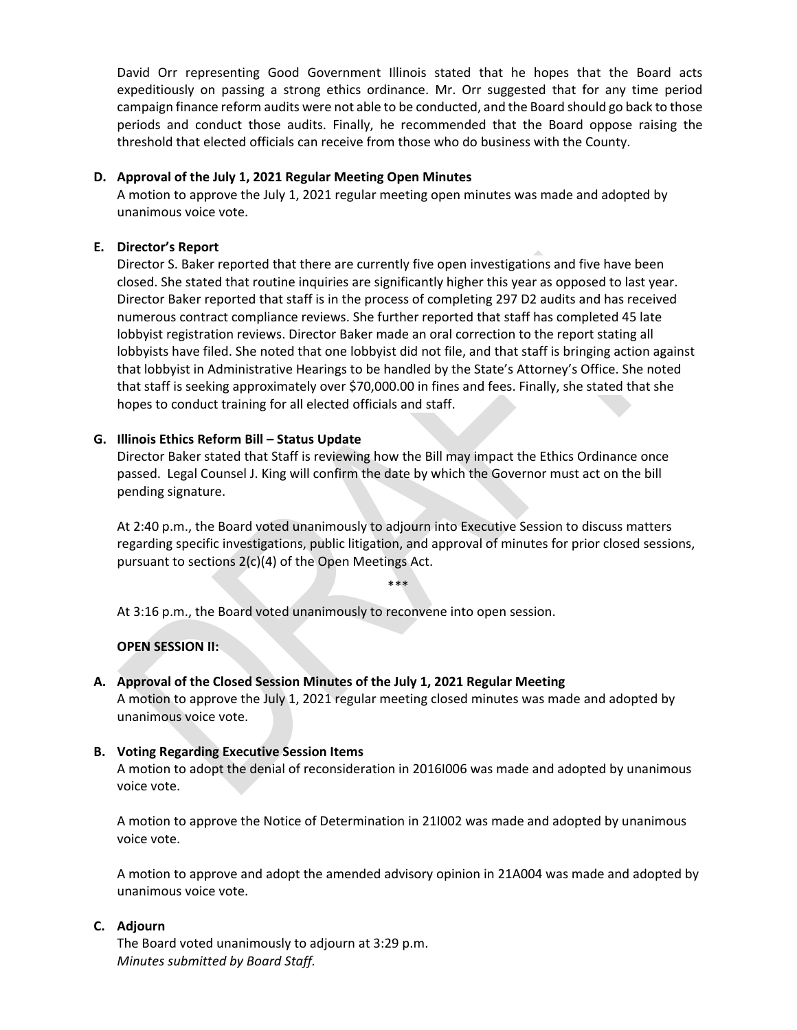David Orr representing Good Government Illinois stated that he hopes that the Board acts expeditiously on passing a strong ethics ordinance. Mr. Orr suggested that for any time period campaign finance reform audits were not able to be conducted, and the Board should go back to those periods and conduct those audits. Finally, he recommended that the Board oppose raising the threshold that elected officials can receive from those who do business with the County.

**D. Approval of the July 1, 2021 Regular Meeting Open Minutes**

A motion to approve the July 1, 2021 regular meeting open minutes was made and adopted by unanimous voice vote.

**E. Director's Report**

Director S. Baker reported that there are currently five open investigations and five have been closed. She stated that routine inquiries are significantly higher this year as opposed to last year. Director Baker reported that staff is in the process of completing 297 D2 audits and has received numerous contract compliance reviews. She further reported that staff has completed 45 late lobbyist registration reviews. Director Baker made an oral correction to the report stating all lobbyists have filed. She noted that one lobbyist did not file, and that staff is bringing action against that lobbyist in Administrative Hearings to be handled by the State's Attorney's Office. She noted that staff is seeking approximately over $70,000.00 in fines and fees. Finally, she stated that she hopes to conduct training for all elected officials and staff.

**G. Illinois Ethics Reform Bill – Status Update**

Director Baker stated that Staff is reviewing how the Bill may impact the Ethics Ordinance once passed. Legal Counsel J. King will confirm the date by which the Governor must act on the bill pending signature.

At 2:40 p.m., the Board voted unanimously to adjourn into Executive Session to discuss matters regarding specific investigations, public litigation, and approval of minutes for prior closed sessions, pursuant to sections 2(c)(4) of the Open Meetings Act.

***

At 3:16 p.m., the Board voted unanimously to reconvene into open session.

**OPEN SESSION II:**

**A. Approval of the Closed Session Minutes of the July 1, 2021 Regular Meeting**

A motion to approve the July 1, 2021 regular meeting closed minutes was made and adopted by unanimous voice vote.

**B. Voting Regarding Executive Session Items**

A motion to adopt the denial of reconsideration in 2016I006 was made and adopted by unanimous voice vote.

A motion to approve the Notice of Determination in 21I002 was made and adopted by unanimous voice vote.

A motion to approve and adopt the amended advisory opinion in 21A004 was made and adopted by unanimous voice vote.

**C. Adjourn**

The Board voted unanimously to adjourn at 3:29 p.m.

*Minutes submitted by Board Staff.*